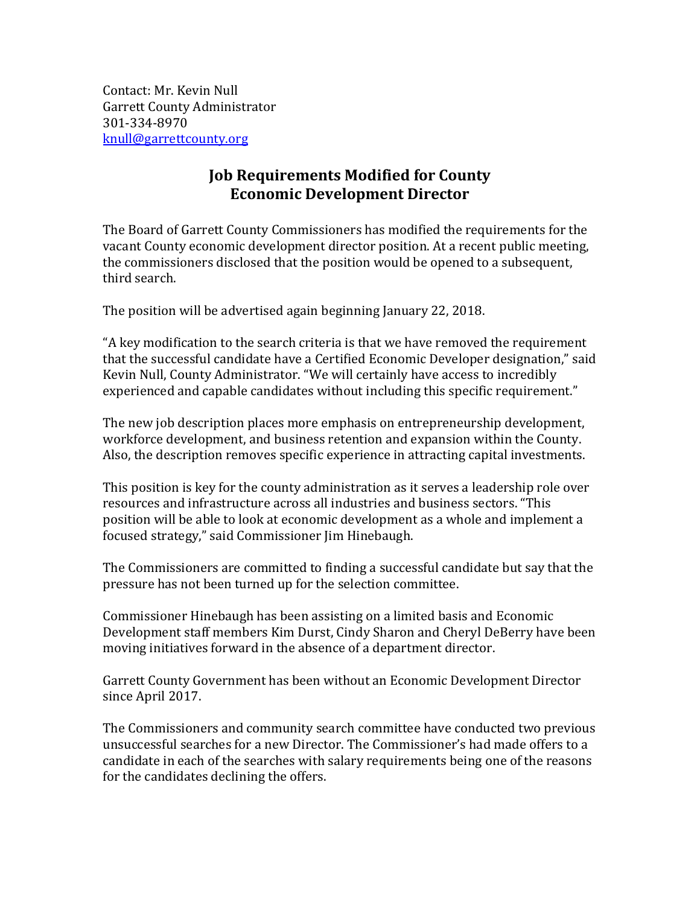Contact: Mr. Kevin Null
Garrett County Administrator
301-334-8970
knull@garrettcounty.org

# Job Requirements Modified for County Economic Development Director

The Board of Garrett County Commissioners has modified the requirements for the vacant County economic development director position. At a recent public meeting, the commissioners disclosed that the position would be opened to a subsequent, third search.

The position will be advertised again beginning January 22, 2018.

"A key modification to the search criteria is that we have removed the requirement that the successful candidate have a Certified Economic Developer designation," said Kevin Null, County Administrator. "We will certainly have access to incredibly experienced and capable candidates without including this specific requirement."

The new job description places more emphasis on entrepreneurship development, workforce development, and business retention and expansion within the County. Also, the description removes specific experience in attracting capital investments.

This position is key for the county administration as it serves a leadership role over resources and infrastructure across all industries and business sectors. "This position will be able to look at economic development as a whole and implement a focused strategy," said Commissioner Jim Hinebaugh.

The Commissioners are committed to finding a successful candidate but say that the pressure has not been turned up for the selection committee.

Commissioner Hinebaugh has been assisting on a limited basis and Economic Development staff members Kim Durst, Cindy Sharon and Cheryl DeBerry have been moving initiatives forward in the absence of a department director.

Garrett County Government has been without an Economic Development Director since April 2017.

The Commissioners and community search committee have conducted two previous unsuccessful searches for a new Director. The Commissioner's had made offers to a candidate in each of the searches with salary requirements being one of the reasons for the candidates declining the offers.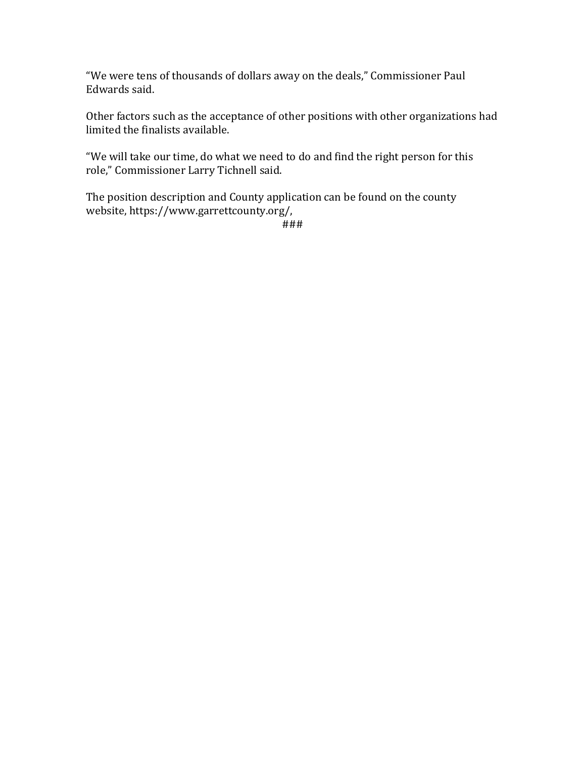"We were tens of thousands of dollars away on the deals," Commissioner Paul Edwards said.

Other factors such as the acceptance of other positions with other organizations had limited the finalists available.

"We will take our time, do what we need to do and find the right person for this role," Commissioner Larry Tichnell said.

The position description and County application can be found on the county website, https://www.garrettcounty.org/,

###